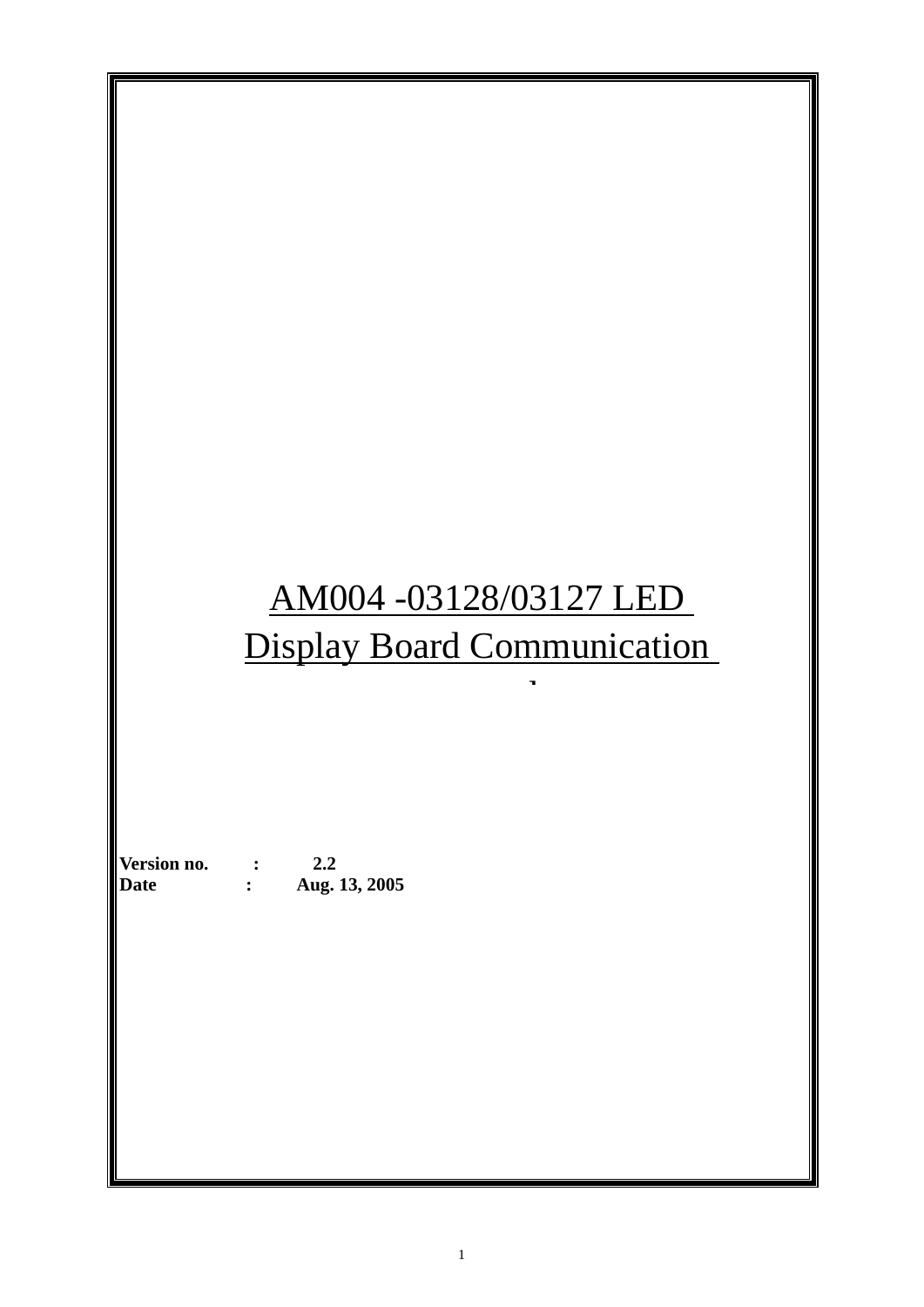# AM004 -03128/03127 LED Display Board Communication

**Version no.** : 2.2
**Date** : Aug. 13, 2005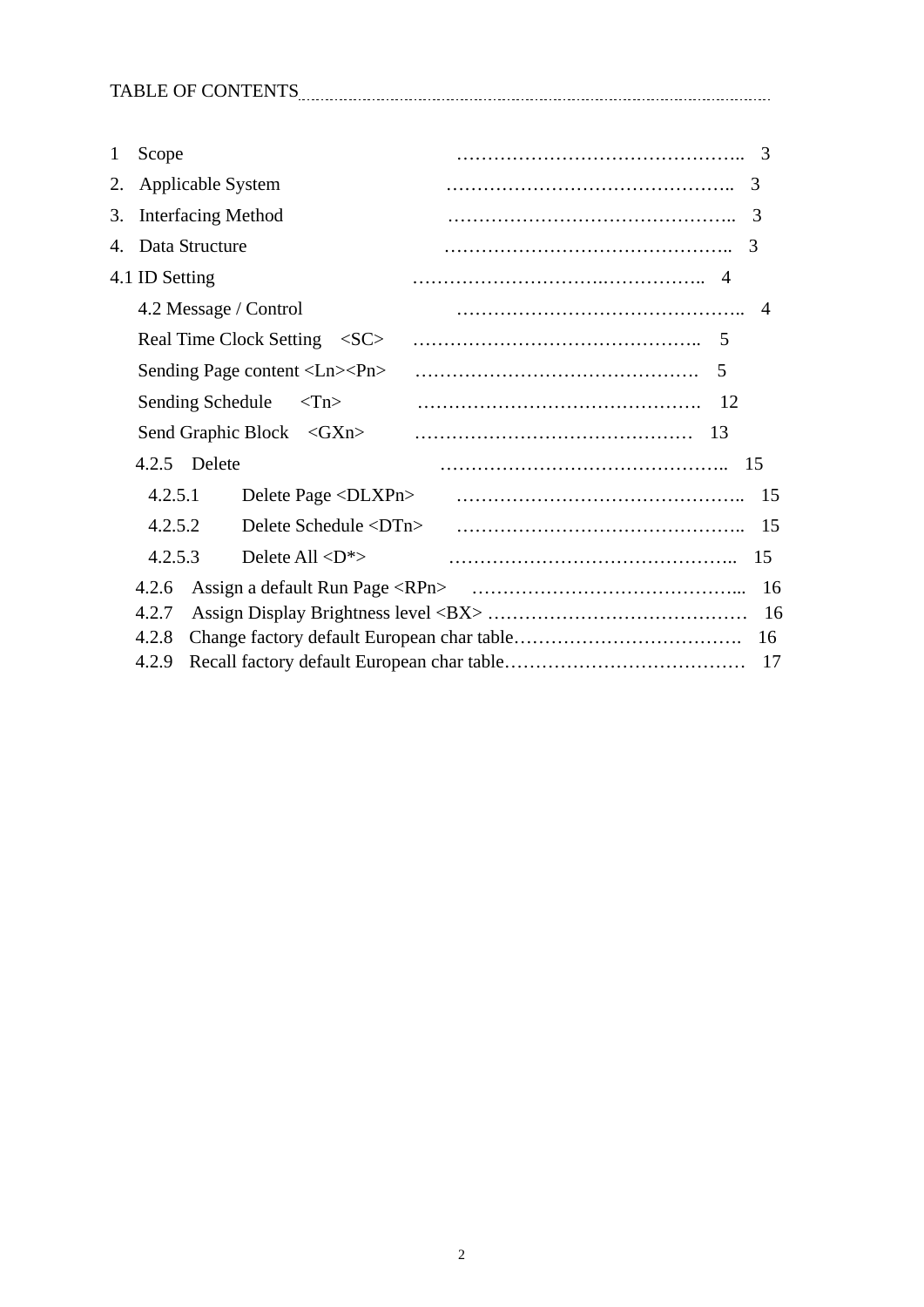TABLE OF CONTENTS

1 Scope ……………………………………….. 3

2. Applicable System ……………………………………….. 3

3. Interfacing Method ……………………………………….. 3

4. Data Structure ……………………………………….. 3

4.1 ID Setting ……………………………………….. 4

4.2 Message / Control ……………………………………….. 4

Real Time Clock Setting <SC> ……………………………………….. 5

Sending Page content <Ln><Pn> ………………………………………. 5

Sending Schedule <Tn> ………………………………………. 12

Send Graphic Block <GXn> ……………………………………… 13

4.2.5 Delete ……………………………………….. 15

4.2.5.1 Delete Page <DLXPn> ……………………………………….. 15

4.2.5.2 Delete Schedule <DTn> ……………………………………….. 15

4.2.5.3 Delete All <D*> ……………………………………….. 15

4.2.6 Assign a default Run Page <RPn> …………………………………... 16

4.2.7 Assign Display Brightness level <BX> …………………………………… 16

4.2.8 Change factory default European char table………………………………. 16

4.2.9 Recall factory default European char table………………………………… 17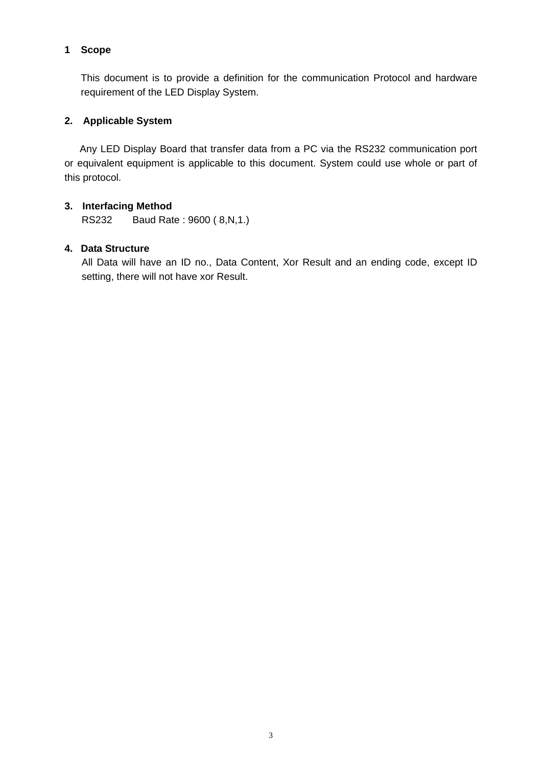## 1 Scope

This document is to provide a definition for the communication Protocol and hardware requirement of the LED Display System.

## 2. Applicable System

Any LED Display Board that transfer data from a PC via the RS232 communication port or equivalent equipment is applicable to this document. System could use whole or part of this protocol.

## 3. Interfacing Method

RS232 Baud Rate : 9600 ( 8,N,1.)

## 4. Data Structure

All Data will have an ID no., Data Content, Xor Result and an ending code, except ID setting, there will not have xor Result.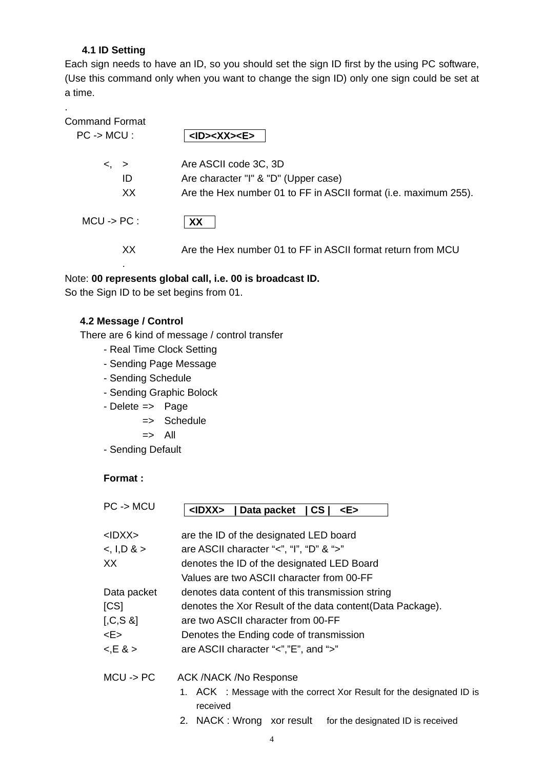### 4.1 ID Setting

Each sign needs to have an ID, so you should set the sign ID first by the using PC software, (Use this command only when you want to change the sign ID) only one sign could be set at a time.

.

Command Format

PC -> MCU : **<ID><XX><E>**

| | |
|---|---|
| <, > | Are ASCII code 3C, 3D |
| ID | Are character "I" & "D" (Upper case) |
| XX | Are the Hex number 01 to FF in ASCII format (i.e. maximum 255). |

MCU -> PC : **XX**

| | |
|---|---|
| XX | Are the Hex number 01 to FF in ASCII format return from MCU |

.

Note: **00 represents global call, i.e. 00 is broadcast ID.**
So the Sign ID to be set begins from 01.

### 4.2 Message / Control

There are 6 kind of message / control transfer

- Real Time Clock Setting
- Sending Page Message
- Sending Schedule
- Sending Graphic Bolock
- Delete => Page
  - => Schedule
  - => All
- Sending Default

**Format :**

PC -> MCU **<IDXX> | Data packet | CS | <E>**

| | |
|---|---|
| <IDXX> | are the ID of the designated LED board |
| <, I,D & > | are ASCII character “<”, “I”, “D” & “>” |
| XX | denotes the ID of the designated LED Board |
| | Values are two ASCII character from 00-FF |
| Data packet | denotes data content of this transmission string |
| [CS] | denotes the Xor Result of the data content(Data Package). |
| [,C,S &] | are two ASCII character from 00-FF |
| <E> | Denotes the Ending code of transmission |
| <,E & > | are ASCII character “<”,”E”, and “>” |

MCU -> PC ACK /NACK /No Response

1. ACK : Message with the correct Xor Result for the designated ID is received
2. NACK : Wrong xor result for the designated ID is received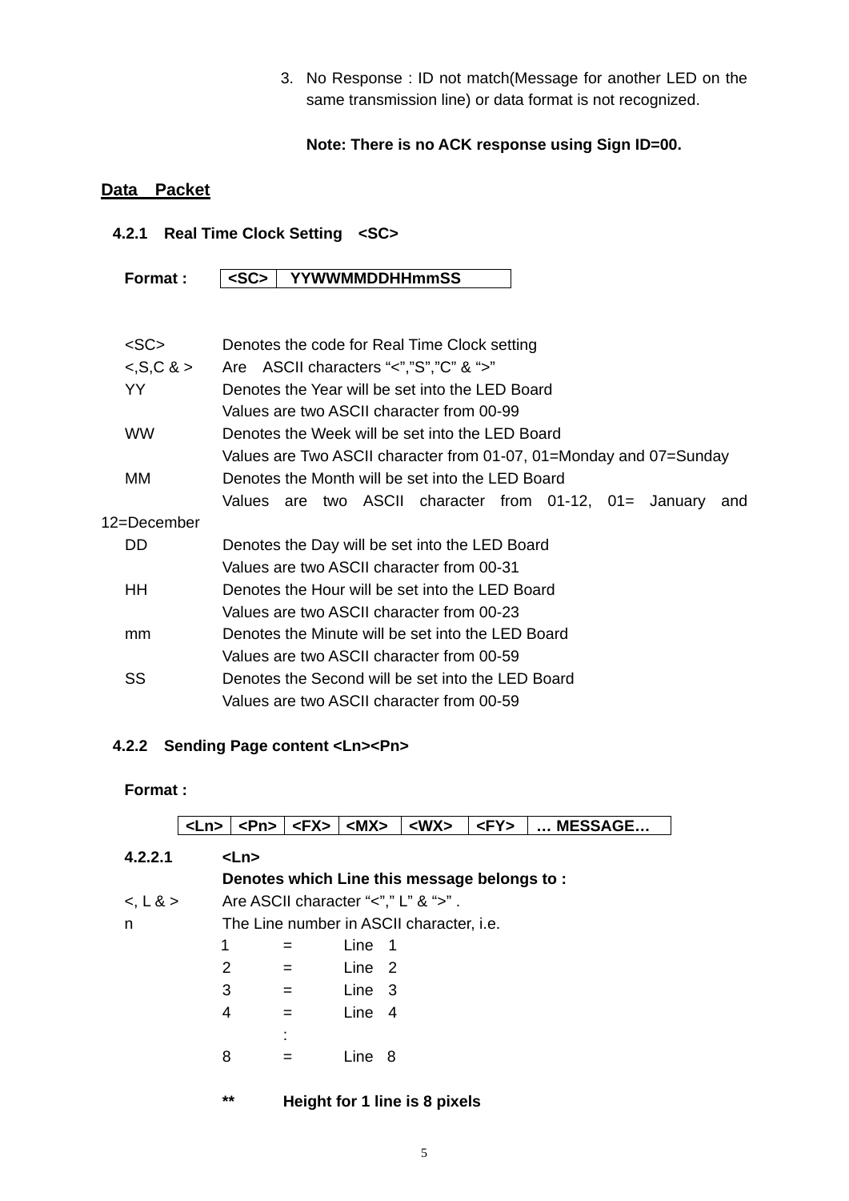3. No Response : ID not match(Message for another LED on the same transmission line) or data format is not recognized.

   **Note: There is no ACK response using Sign ID=00.**

## Data Packet

### 4.2.1 Real Time Clock Setting <SC>

**Format :**

| <SC> | YYWWMMDDHHmmSS |
|---|---|

| | |
|---|---|
| <SC> | Denotes the code for Real Time Clock setting |
| <,S,C & > | Are ASCII characters "<","S","C" & ">" |
| YY | Denotes the Year will be set into the LED Board<br>Values are two ASCII character from 00-99 |
| WW | Denotes the Week will be set into the LED Board<br>Values are Two ASCII character from 01-07, 01=Monday and 07=Sunday |
| MM | Denotes the Month will be set into the LED Board<br>Values are two ASCII character from 01-12, 01= January and 12=December |
| DD | Denotes the Day will be set into the LED Board<br>Values are two ASCII character from 00-31 |
| HH | Denotes the Hour will be set into the LED Board<br>Values are two ASCII character from 00-23 |
| mm | Denotes the Minute will be set into the LED Board<br>Values are two ASCII character from 00-59 |
| SS | Denotes the Second will be set into the LED Board<br>Values are two ASCII character from 00-59 |

### 4.2.2 Sending Page content <Ln><Pn>

**Format :**

| <Ln> | <Pn> | <FX> | <MX> | <WX> | <FY> | … MESSAGE… |
|---|---|---|---|---|---|---|

**4.2.2.1** **<Ln>**

**Denotes which Line this message belongs to :**

<, L & > Are ASCII character "<"," L" & ">" .

n The Line number in ASCII character, i.e.

1 = Line 1
2 = Line 2
3 = Line 3
4 = Line 4
:
8 = Line 8

**\*\* Height for 1 line is 8 pixels**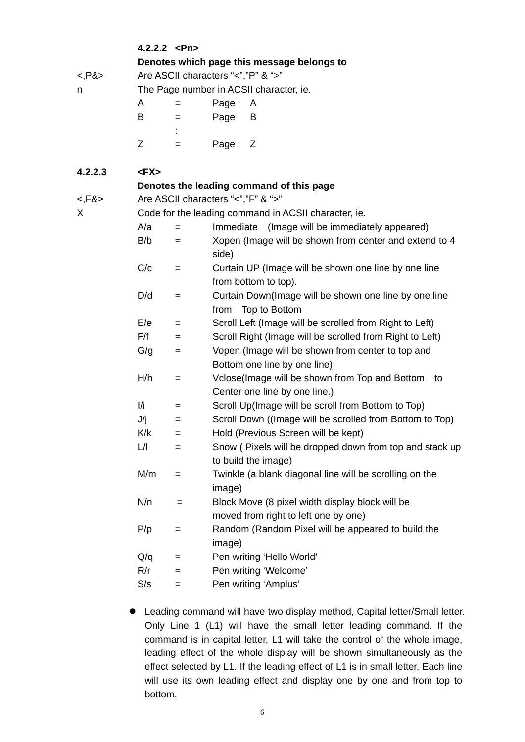#### 4.2.2.2 <Pn>

**Denotes which page this message belongs to**

| | |
|---|---|
| <,P&> | Are ASCII characters "<","P" & ">" |
| n | The Page number in ACSII character, ie. |

| | | |
|---|---|---|
| A | = | Page A |
| B | = | Page B |
| | : | |
| Z | = | Page Z |

#### 4.2.2.3 <FX>

**Denotes the leading command of this page**

| | |
|---|---|
| <,F&> | Are ASCII characters "<","F" & ">" |
| X | Code for the leading command in ACSII character, ie. |

| | | |
|---|---|---|
| A/a | = | Immediate (Image will be immediately appeared) |
| B/b | = | Xopen (Image will be shown from center and extend to 4 side) |
| C/c | = | Curtain UP (Image will be shown one line by one line from bottom to top). |
| D/d | = | Curtain Down(Image will be shown one line by one line from Top to Bottom |
| E/e | = | Scroll Left (Image will be scrolled from Right to Left) |
| F/f | = | Scroll Right (Image will be scrolled from Right to Left) |
| G/g | = | Vopen (Image will be shown from center to top and Bottom one line by one line) |
| H/h | = | Vclose(Image will be shown from Top and Bottom to Center one line by one line.) |
| I/i | = | Scroll Up(Image will be scroll from Bottom to Top) |
| J/j | = | Scroll Down ((Image will be scrolled from Bottom to Top) |
| K/k | = | Hold (Previous Screen will be kept) |
| L/l | = | Snow ( Pixels will be dropped down from top and stack up to build the image) |
| M/m | = | Twinkle (a blank diagonal line will be scrolling on the image) |
| N/n | = | Block Move (8 pixel width display block will be moved from right to left one by one) |
| P/p | = | Random (Random Pixel will be appeared to build the image) |
| Q/q | = | Pen writing 'Hello World' |
| R/r | = | Pen writing 'Welcome' |
| S/s | = | Pen writing 'Amplus' |

- Leading command will have two display method, Capital letter/Small letter. Only Line 1 (L1) will have the small letter leading command. If the command is in capital letter, L1 will take the control of the whole image, leading effect of the whole display will be shown simultaneously as the effect selected by L1. If the leading effect of L1 is in small letter, Each line will use its own leading effect and display one by one and from top to bottom.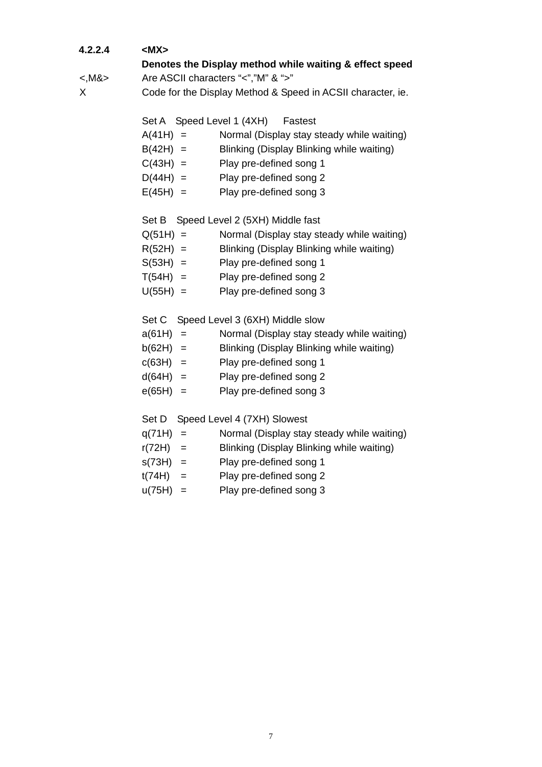#### 4.2.2.4 <MX>

**Denotes the Display method while waiting & effect speed**

<,M&> Are ASCII characters "<","M" & ">"

X Code for the Display Method & Speed in ACSII character, ie.

Set A Speed Level 1 (4XH) Fastest

| | | |
|---|---|---|
| A(41H) | = | Normal (Display stay steady while waiting) |
| B(42H) | = | Blinking (Display Blinking while waiting) |
| C(43H) | = | Play pre-defined song 1 |
| D(44H) | = | Play pre-defined song 2 |
| E(45H) | = | Play pre-defined song 3 |

Set B Speed Level 2 (5XH) Middle fast

| | | |
|---|---|---|
| Q(51H) | = | Normal (Display stay steady while waiting) |
| R(52H) | = | Blinking (Display Blinking while waiting) |
| S(53H) | = | Play pre-defined song 1 |
| T(54H) | = | Play pre-defined song 2 |
| U(55H) | = | Play pre-defined song 3 |

Set C Speed Level 3 (6XH) Middle slow

| | | |
|---|---|---|
| a(61H) | = | Normal (Display stay steady while waiting) |
| b(62H) | = | Blinking (Display Blinking while waiting) |
| c(63H) | = | Play pre-defined song 1 |
| d(64H) | = | Play pre-defined song 2 |
| e(65H) | = | Play pre-defined song 3 |

Set D Speed Level 4 (7XH) Slowest

| | | |
|---|---|---|
| q(71H) | = | Normal (Display stay steady while waiting) |
| r(72H) | = | Blinking (Display Blinking while waiting) |
| s(73H) | = | Play pre-defined song 1 |
| t(74H) | = | Play pre-defined song 2 |
| u(75H) | = | Play pre-defined song 3 |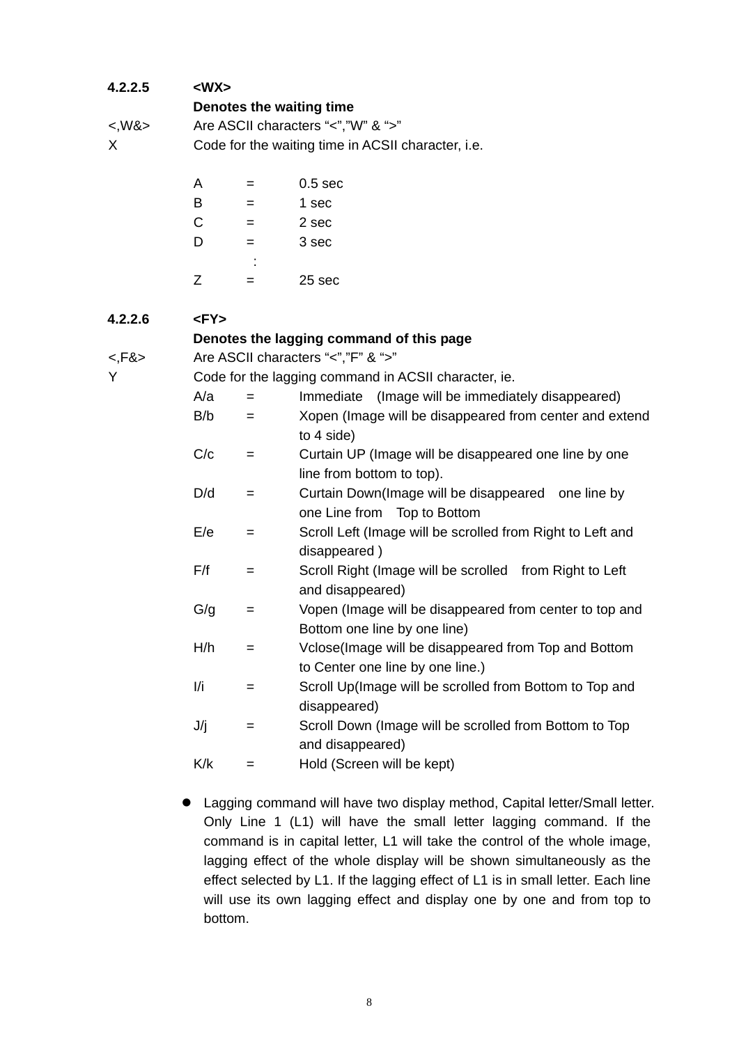#### 4.2.2.5 <WX>

**Denotes the waiting time**

<,W&> Are ASCII characters "<","W" & ">"

X Code for the waiting time in ACSII character, i.e.

| | | |
|---|---|---|
| A | = | 0.5 sec |
| B | = | 1 sec |
| C | = | 2 sec |
| D | = | 3 sec |
| | : | |
| Z | = | 25 sec |

#### 4.2.2.6 <FY>

**Denotes the lagging command of this page**

<,F&> Are ASCII characters "<","F" & ">"

Y Code for the lagging command in ACSII character, ie.

| | | |
|---|---|---|
| A/a | = | Immediate (Image will be immediately disappeared) |
| B/b | = | Xopen (Image will be disappeared from center and extend to 4 side) |
| C/c | = | Curtain UP (Image will be disappeared one line by one line from bottom to top). |
| D/d | = | Curtain Down(Image will be disappeared one line by one Line from Top to Bottom |
| E/e | = | Scroll Left (Image will be scrolled from Right to Left and disappeared ) |
| F/f | = | Scroll Right (Image will be scrolled from Right to Left and disappeared) |
| G/g | = | Vopen (Image will be disappeared from center to top and Bottom one line by one line) |
| H/h | = | Vclose(Image will be disappeared from Top and Bottom to Center one line by one line.) |
| I/i | = | Scroll Up(Image will be scrolled from Bottom to Top and disappeared) |
| J/j | = | Scroll Down (Image will be scrolled from Bottom to Top and disappeared) |
| K/k | = | Hold (Screen will be kept) |

- Lagging command will have two display method, Capital letter/Small letter. Only Line 1 (L1) will have the small letter lagging command. If the command is in capital letter, L1 will take the control of the whole image, lagging effect of the whole display will be shown simultaneously as the effect selected by L1. If the lagging effect of L1 is in small letter. Each line will use its own lagging effect and display one by one and from top to bottom.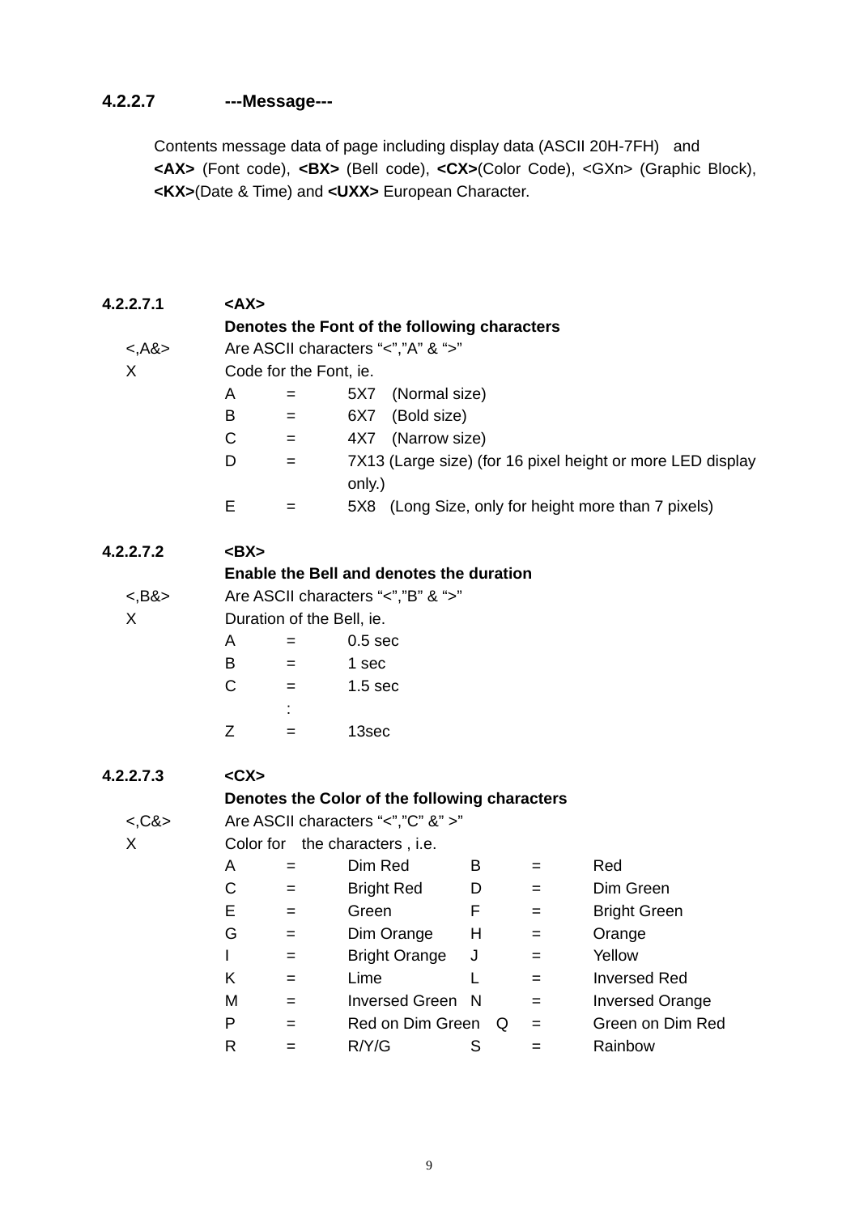### 4.2.2.7 ---Message---

Contents message data of page including display data (ASCII 20H-7FH) and **<AX>** (Font code), **<BX>** (Bell code), **<CX>**(Color Code), <GXn> (Graphic Block), **<KX>**(Date & Time) and **<UXX>** European Character.

#### 4.2.2.7.1 <AX>

**Denotes the Font of the following characters**

<,A&> Are ASCII characters "<","A" & ">"

X Code for the Font, ie.

| | | |
|---|---|---|
| A | = | 5X7 (Normal size) |
| B | = | 6X7 (Bold size) |
| C | = | 4X7 (Narrow size) |
| D | = | 7X13 (Large size) (for 16 pixel height or more LED display only.) |
| E | = | 5X8 (Long Size, only for height more than 7 pixels) |

#### 4.2.2.7.2 <BX>

**Enable the Bell and denotes the duration**

<,B&> Are ASCII characters "<","B" & ">"

X Duration of the Bell, ie.

| | | |
|---|---|---|
| A | = | 0.5 sec |
| B | = | 1 sec |
| C | = | 1.5 sec |
| | : | |
| Z | = | 13sec |

#### 4.2.2.7.3 <CX>

**Denotes the Color of the following characters**

<,C&> Are ASCII characters "<","C" &" >"

X Color for the characters , i.e.

| | | | | | |
|---|---|---|---|---|---|
| A | = | Dim Red | B | = | Red |
| C | = | Bright Red | D | = | Dim Green |
| E | = | Green | F | = | Bright Green |
| G | = | Dim Orange | H | = | Orange |
| I | = | Bright Orange | J | = | Yellow |
| K | = | Lime | L | = | Inversed Red |
| M | = | Inversed Green | N | = | Inversed Orange |
| P | = | Red on Dim Green | Q | = | Green on Dim Red |
| R | = | R/Y/G | S | = | Rainbow |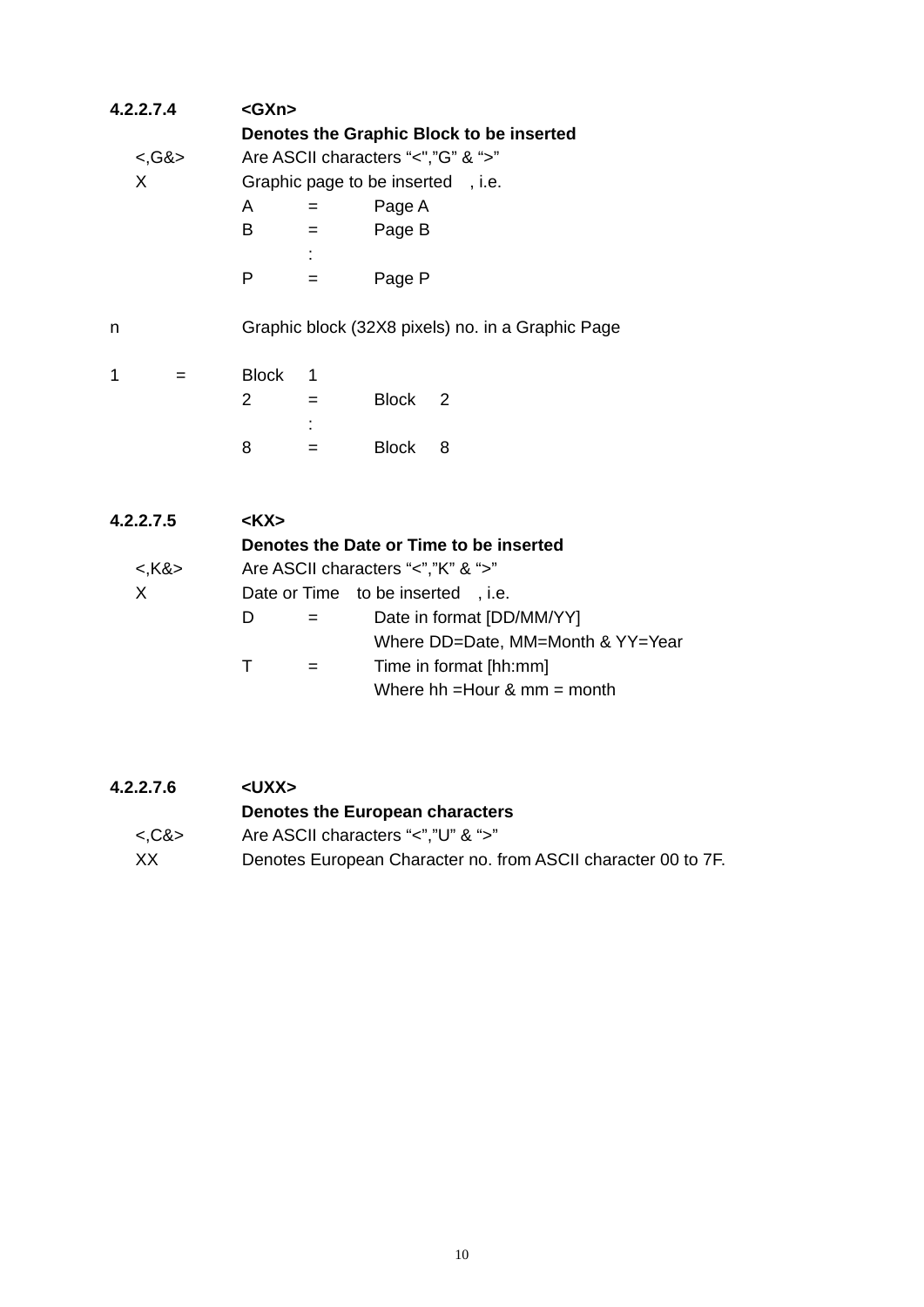**4.2.2.7.4 <GXn>**

**Denotes the Graphic Block to be inserted**

<,G&> Are ASCII characters “<”,”G” & “>”

X Graphic page to be inserted , i.e.

A = Page A

B = Page B

:

P = Page P

n Graphic block (32X8 pixels) no. in a Graphic Page

1 = Block 1

2 = Block 2

:

8 = Block 8

**4.2.2.7.5 <KX>**

**Denotes the Date or Time to be inserted**

<,K&> Are ASCII characters “<”,”K” & “>”

X Date or Time to be inserted , i.e.

D = Date in format [DD/MM/YY]
Where DD=Date, MM=Month & YY=Year

T = Time in format [hh:mm]
Where hh =Hour & mm = month

**4.2.2.7.6 <UXX>**

**Denotes the European characters**

<,C&> Are ASCII characters “<”,”U” & “>”

XX Denotes European Character no. from ASCII character 00 to 7F.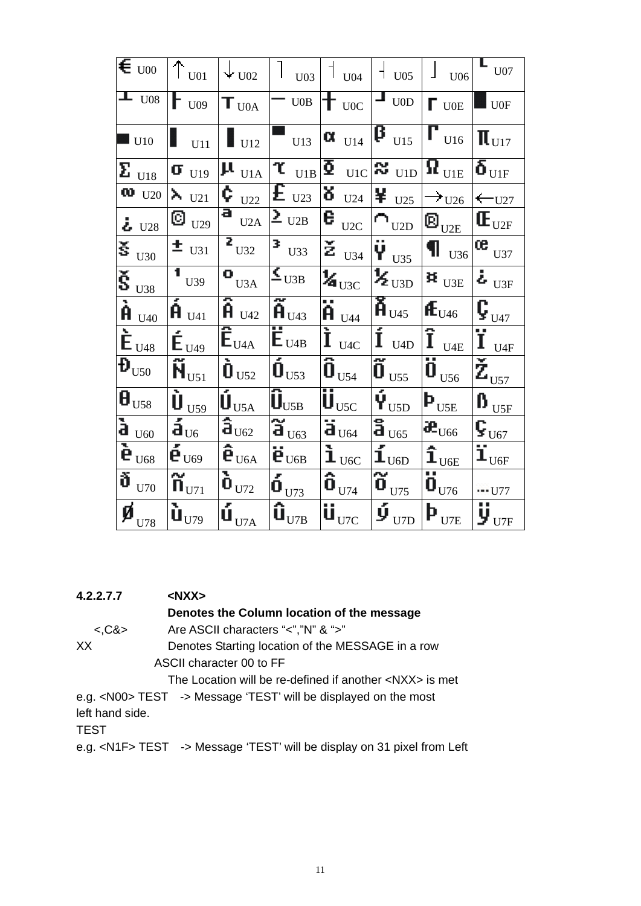| | | | | | | | |
|---|---|---|---|---|---|---|---|
| € U00 | ↑ U01 | ↓ U02 | ⎤ U03 | ┤ U04 | ┤ U05 | ┘ U06 | └ U07 |
| ┴ U08 | ├ U09 | ┬ U0A | ─ U0B | ┼ U0C | ┘ U0D | ┌ U0E | █ U0F |
| ■ U10 | ▌ U11 | ▌ U12 | ▀ U13 | α U14 | β U15 | Γ U16 | π U17 |
| Σ U18 | σ U19 | µ U1A | τ U1B | Φ U1C | ≈ U1D | Ω U1E | δ U1F |
| ∞ U20 | λ U21 | ¢ U22 | £ U23 | ẟ U24 | ¥ U25 | → U26 | ← U27 |
| ¿ U28 | © U29 | ª U2A | ≥ U2B | ∈ U2C | ∩ U2D | ® U2E | Œ U2F |
| š U30 | ± U31 | ² U32 | ³ U33 | ž U34 | Ÿ U35 | ¶ U36 | œ U37 |
| Š U38 | ¹ U39 | º U3A | ≤ U3B | ¼ U3C | ½ U3D | ¤ U3E | ¿ U3F |
| À U40 | Á U41 | Â U42 | Ã U43 | Ä U44 | Å U45 | Æ U46 | Ç U47 |
| È U48 | É U49 | Ê U4A | Ë U4B | Ì U4C | Í U4D | Î U4E | Ï U4F |
| Đ U50 | Ñ U51 | Ò U52 | Ó U53 | Ô U54 | Õ U55 | Ö U56 | Ž U57 |
| θ U58 | Ù U59 | Ú U5A | Û U5B | Ü U5C | Ý U5D | Þ U5E | ß U5F |
| à U60 | á U6 | â U62 | ã U63 | ä U64 | å U65 | æ U66 | ç U67 |
| è U68 | é U69 | ê U6A | ë U6B | ì U6C | í U6D | î U6E | ï U6F |
| ð U70 | ñ U71 | ò U72 | ó U73 | ô U74 | õ U75 | ö U76 | … U77 |
| ø U78 | ù U79 | ú U7A | û U7B | ü U7C | ý U7D | þ U7E | ÿ U7F |

**4.2.2.7.7 <NXX>**

**Denotes the Column location of the message**

<,C&> Are ASCII characters "<","N" & ">"

XX Denotes Starting location of the MESSAGE in a row

ASCII character 00 to FF

The Location will be re-defined if another <NXX> is met

e.g. <N00> TEST -> Message 'TEST' will be displayed on the most left hand side.

TEST

e.g. <N1F> TEST -> Message 'TEST' will be display on 31 pixel from Left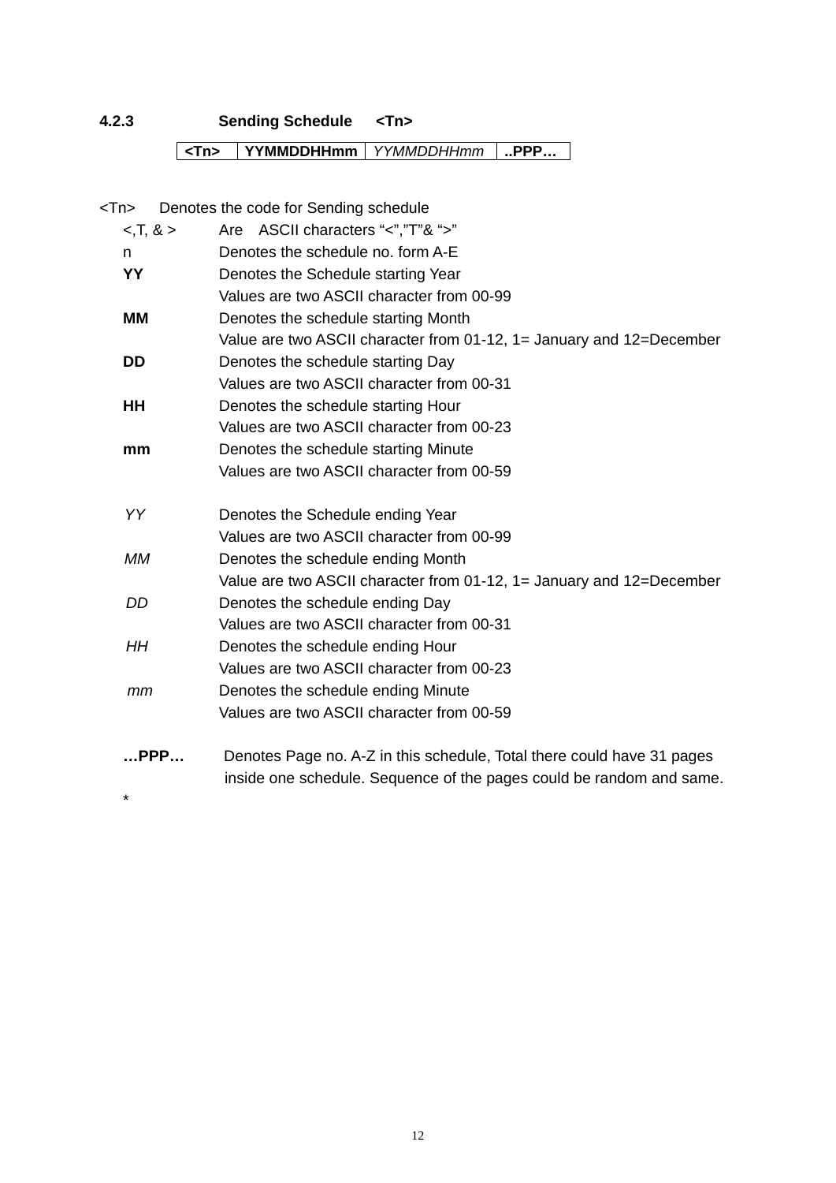### 4.2.3 Sending Schedule <Tn>

| | | | |
|---|---|---|---|
| **<Tn>** | **YYMMDDHHmm** | *YYMMDDHHmm* | **..PPP…** |

<Tn> Denotes the code for Sending schedule

<,T, & > Are ASCII characters "<","T"& ">"

n Denotes the schedule no. form A-E

**YY** Denotes the Schedule starting Year
Values are two ASCII character from 00-99

**MM** Denotes the schedule starting Month
Value are two ASCII character from 01-12, 1= January and 12=December

**DD** Denotes the schedule starting Day
Values are two ASCII character from 00-31

**HH** Denotes the schedule starting Hour
Values are two ASCII character from 00-23

**mm** Denotes the schedule starting Minute
Values are two ASCII character from 00-59

*YY* Denotes the Schedule ending Year
Values are two ASCII character from 00-99

*MM* Denotes the schedule ending Month
Value are two ASCII character from 01-12, 1= January and 12=December

*DD* Denotes the schedule ending Day
Values are two ASCII character from 00-31

*HH* Denotes the schedule ending Hour
Values are two ASCII character from 00-23

*mm* Denotes the schedule ending Minute
Values are two ASCII character from 00-59

**…PPP…** Denotes Page no. A-Z in this schedule, Total there could have 31 pages inside one schedule. Sequence of the pages could be random and same.

*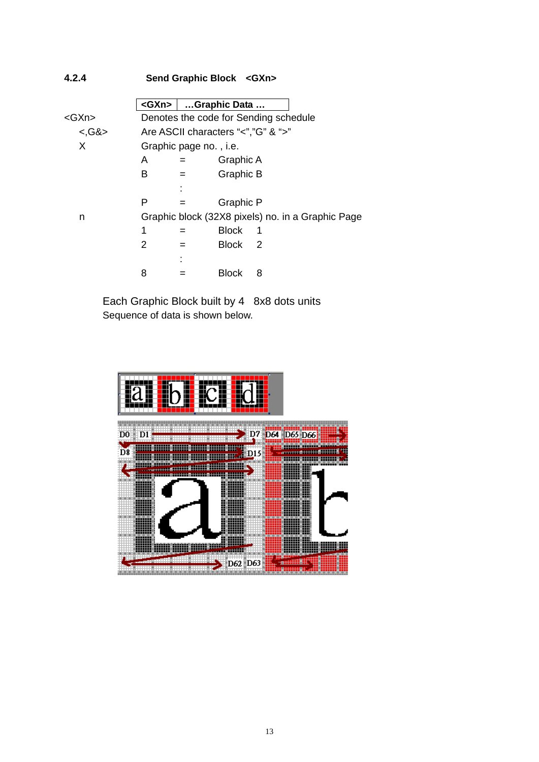### 4.2.4 Send Graphic Block <GXn>

| <GXn> | …Graphic Data … |
|---|---|

<GXn> Denotes the code for Sending schedule

<,G&> Are ASCII characters "<","G" & ">"

X Graphic page no. , i.e.

| | | |
|---|---|---|
| A | = | Graphic A |
| B | = | Graphic B |
| | : | |
| P | = | Graphic P |

n Graphic block (32X8 pixels) no. in a Graphic Page

| | | |
|---|---|---|
| 1 | = | Block 1 |
| 2 | = | Block 2 |
| | : | |
| 8 | = | Block 8 |

Each Graphic Block built by 4 8x8 dots units

Sequence of data is shown below.

a b c d

D0 D1 D7 D64 D65 D66

D8 D15

D62 D63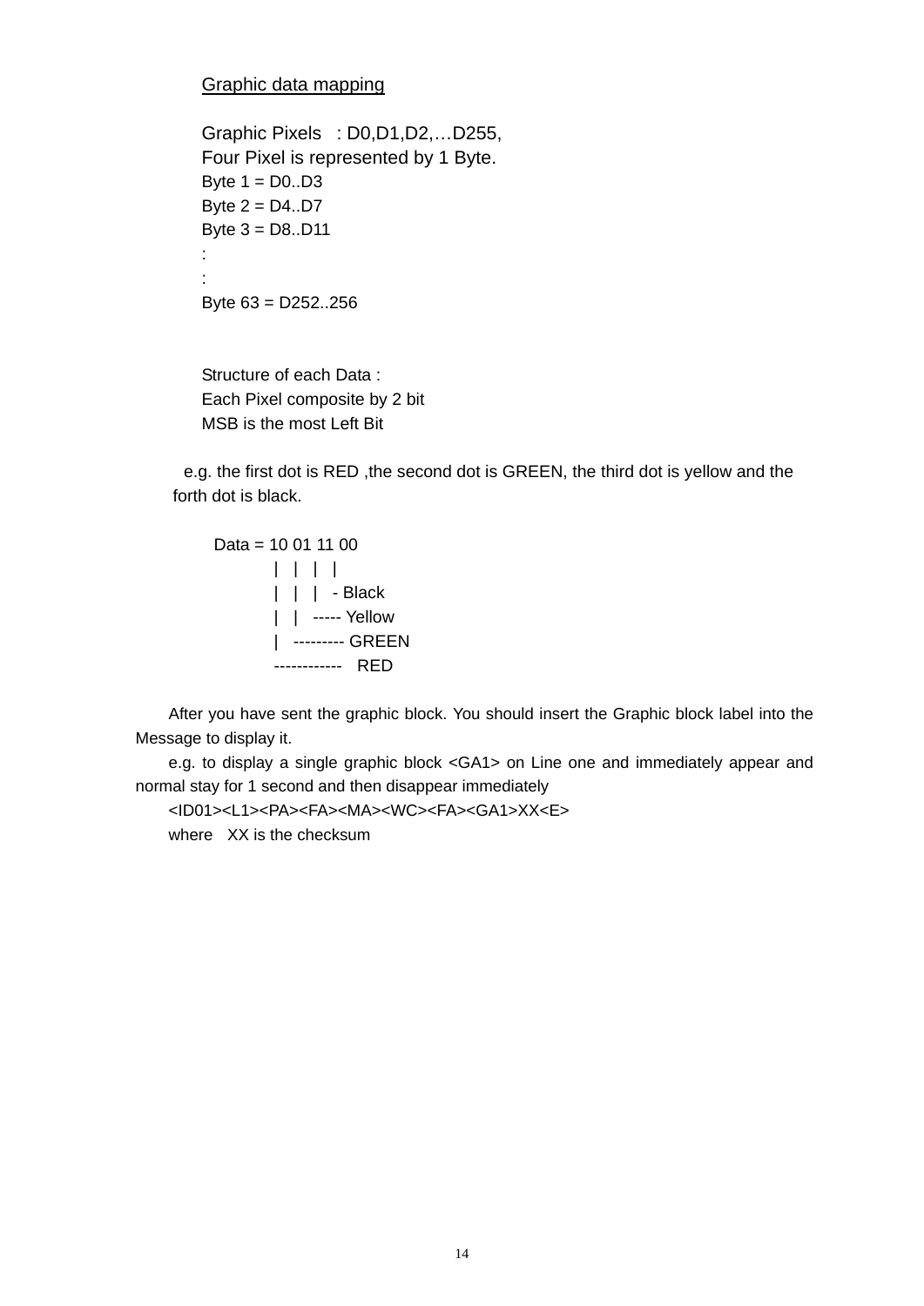Graphic data mapping

Graphic Pixels : D0,D1,D2,…D255,
Four Pixel is represented by 1 Byte.
Byte 1 = D0..D3
Byte 2 = D4..D7
Byte 3 = D8..D11
:
:
Byte 63 = D252..256

Structure of each Data :
Each Pixel composite by 2 bit
MSB is the most Left Bit

e.g. the first dot is RED ,the second dot is GREEN, the third dot is yellow and the forth dot is black.

```
Data = 10 01 11 00
        |  |  |  |
        |  |  |  - Black
        |  |  ----- Yellow
        |  --------- GREEN
        ------------  RED
```

After you have sent the graphic block. You should insert the Graphic block label into the Message to display it.

e.g. to display a single graphic block <GA1> on Line one and immediately appear and normal stay for 1 second and then disappear immediately

<ID01><L1><PA><FA><MA><WC><FA><GA1>XX<E>

where XX is the checksum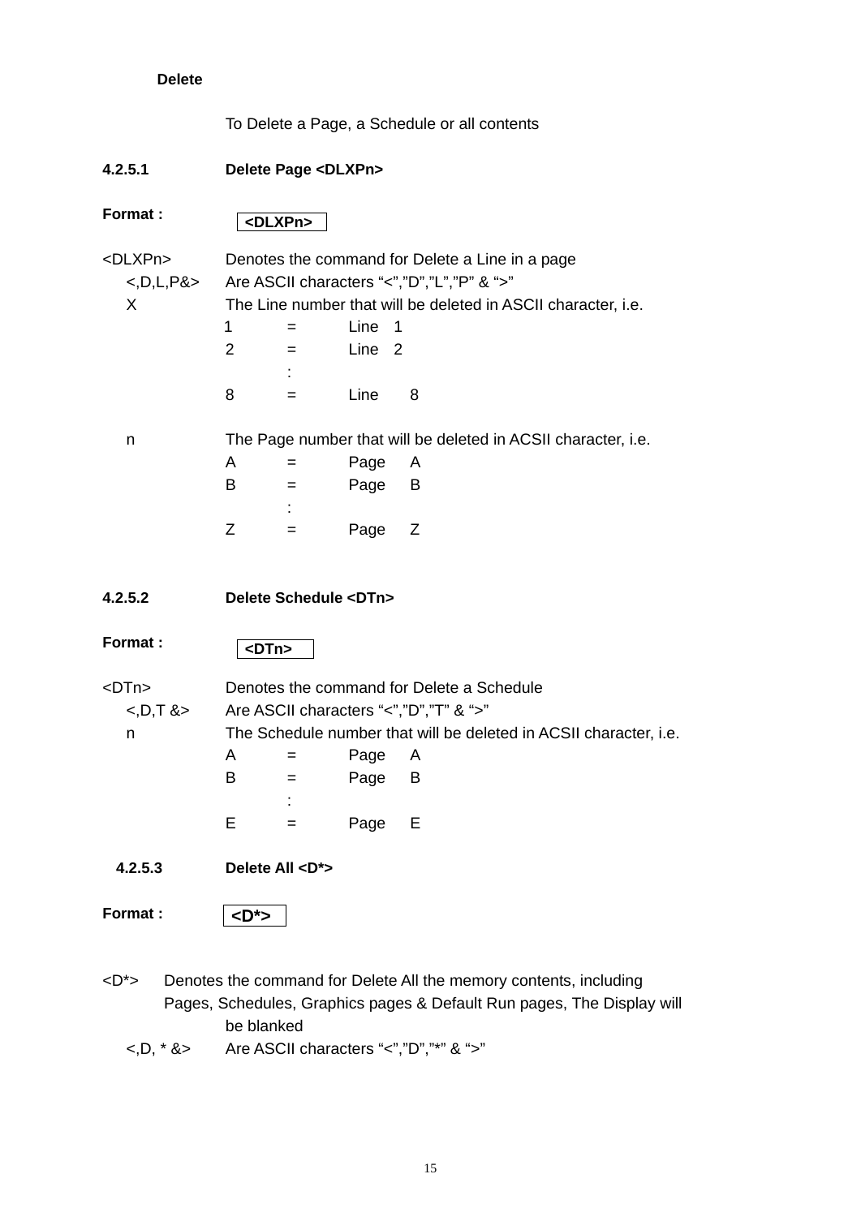**Delete**

To Delete a Page, a Schedule or all contents

**4.2.5.1 Delete Page <DLXPn>**

**Format :** **<DLXPn>**

<DLXPn> Denotes the command for Delete a Line in a page

<,D,L,P&> Are ASCII characters "<","D","L","P" & ">"

X The Line number that will be deleted in ASCII character, i.e.

| | | |
|---|---|---|
| 1 | = | Line 1 |
| 2 | = | Line 2 |
| | : | |
| 8 | = | Line 8 |

n The Page number that will be deleted in ACSII character, i.e.

| | | |
|---|---|---|
| A | = | Page A |
| B | = | Page B |
| | : | |
| Z | = | Page Z |

**4.2.5.2 Delete Schedule <DTn>**

**Format :** **<DTn>**

<DTn> Denotes the command for Delete a Schedule

<,D,T &> Are ASCII characters "<","D","T" & ">"

n The Schedule number that will be deleted in ACSII character, i.e.

| | | |
|---|---|---|
| A | = | Page A |
| B | = | Page B |
| | : | |
| E | = | Page E |

**4.2.5.3 Delete All <D*>**

**Format :** **<D*>**

<D*> Denotes the command for Delete All the memory contents, including Pages, Schedules, Graphics pages & Default Run pages, The Display will be blanked

<,D, * &> Are ASCII characters "<","D","*" & ">"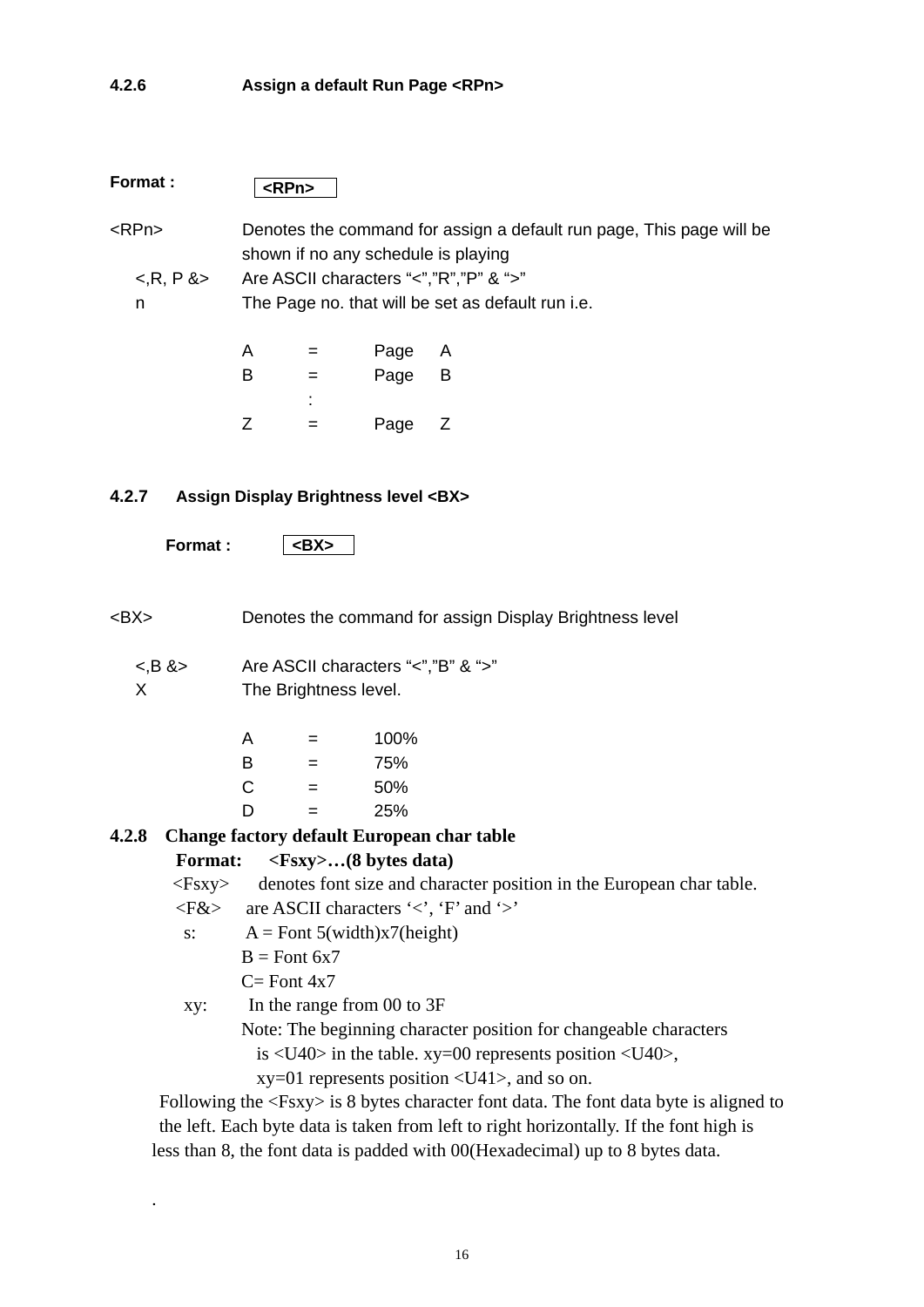### 4.2.6 Assign a default Run Page <RPn>

**Format :** **<RPn>**

<RPn> Denotes the command for assign a default run page, This page will be shown if no any schedule is playing

<,R, P &> Are ASCII characters “<”,”R”,”P” & “>”

n The Page no. that will be set as default run i.e.

| | | | |
|---|---|---|---|
| A | = | Page | A |
| B | = | Page | B |
| | : | | |
| Z | = | Page | Z |

### 4.2.7 Assign Display Brightness level <BX>

**Format :** **<BX>**

<BX> Denotes the command for assign Display Brightness level

<,B &> Are ASCII characters “<”,”B” & “>”

X The Brightness level.

| | | |
|---|---|---|
| A | = | 100% |
| B | = | 75% |
| C | = | 50% |
| D | = | 25% |

### 4.2.8 Change factory default European char table

**Format: <Fsxy>…(8 bytes data)**

<Fsxy> denotes font size and character position in the European char table.

<F&> are ASCII characters ‘<’, ‘F’ and ‘>’

s: A = Font 5(width)x7(height)
B = Font 6x7
C= Font 4x7

xy: In the range from 00 to 3F
Note: The beginning character position for changeable characters is <U40> in the table. xy=00 represents position <U40>, xy=01 represents position <U41>, and so on.

Following the <Fsxy> is 8 bytes character font data. The font data byte is aligned to the left. Each byte data is taken from left to right horizontally. If the font high is less than 8, the font data is padded with 00(Hexadecimal) up to 8 bytes data.

.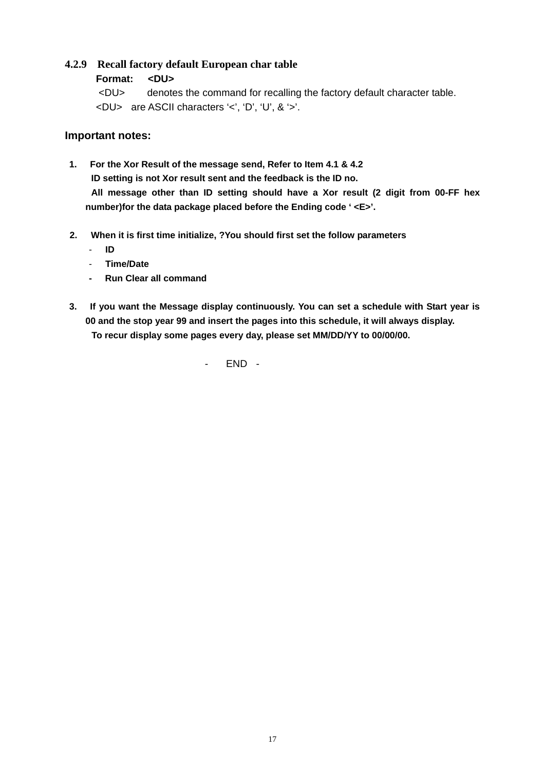### 4.2.9 Recall factory default European char table

**Format: <DU>**

<DU> denotes the command for recalling the factory default character table.

<DU> are ASCII characters '<', 'D', 'U', & '>'.

## Important notes:

1. **For the Xor Result of the message send, Refer to Item 4.1 & 4.2**
   **ID setting is not Xor result sent and the feedback is the ID no.**
   **All message other than ID setting should have a Xor result (2 digit from 00-FF hex number)for the data package placed before the Ending code ' <E>'.**

2. **When it is first time initialize, ?You should first set the follow parameters**
   - **ID**
   - **Time/Date**
   - **Run Clear all command**

3. **If you want the Message display continuously. You can set a schedule with Start year is 00 and the stop year 99 and insert the pages into this schedule, it will always display.**
   **To recur display some pages every day, please set MM/DD/YY to 00/00/00.**

- END -